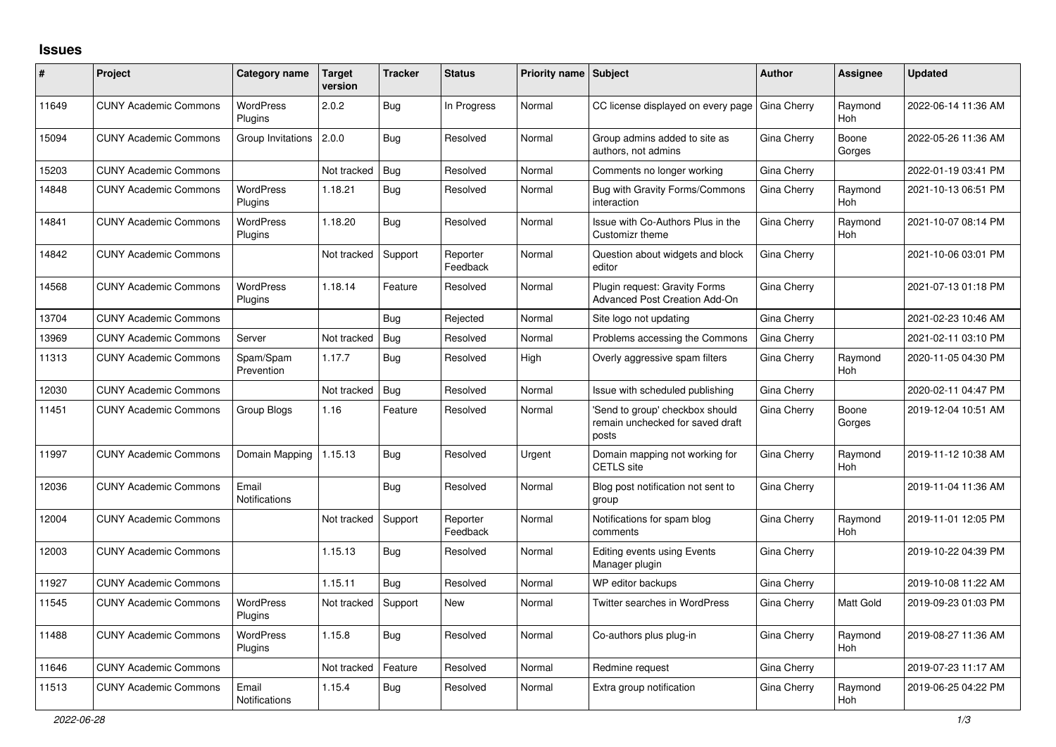# Issues

| # | Project | Category name | Target version | Tracker | Status | Priority name | Subject | Author | Assignee | Updated |
|---|---|---|---|---|---|---|---|---|---|---|
| 11649 | CUNY Academic Commons | WordPress Plugins | 2.0.2 | Bug | In Progress | Normal | CC license displayed on every page | Gina Cherry | Raymond Hoh | 2022-06-14 11:36 AM |
| 15094 | CUNY Academic Commons | Group Invitations | 2.0.0 | Bug | Resolved | Normal | Group admins added to site as authors, not admins | Gina Cherry | Boone Gorges | 2022-05-26 11:36 AM |
| 15203 | CUNY Academic Commons | | Not tracked | Bug | Resolved | Normal | Comments no longer working | Gina Cherry | | 2022-01-19 03:41 PM |
| 14848 | CUNY Academic Commons | WordPress Plugins | 1.18.21 | Bug | Resolved | Normal | Bug with Gravity Forms/Commons interaction | Gina Cherry | Raymond Hoh | 2021-10-13 06:51 PM |
| 14841 | CUNY Academic Commons | WordPress Plugins | 1.18.20 | Bug | Resolved | Normal | Issue with Co-Authors Plus in the Customizr theme | Gina Cherry | Raymond Hoh | 2021-10-07 08:14 PM |
| 14842 | CUNY Academic Commons | | Not tracked | Support | Reporter Feedback | Normal | Question about widgets and block editor | Gina Cherry | | 2021-10-06 03:01 PM |
| 14568 | CUNY Academic Commons | WordPress Plugins | 1.18.14 | Feature | Resolved | Normal | Plugin request: Gravity Forms Advanced Post Creation Add-On | Gina Cherry | | 2021-07-13 01:18 PM |
| 13704 | CUNY Academic Commons | | | Bug | Rejected | Normal | Site logo not updating | Gina Cherry | | 2021-02-23 10:46 AM |
| 13969 | CUNY Academic Commons | Server | Not tracked | Bug | Resolved | Normal | Problems accessing the Commons | Gina Cherry | | 2021-02-11 03:10 PM |
| 11313 | CUNY Academic Commons | Spam/Spam Prevention | 1.17.7 | Bug | Resolved | High | Overly aggressive spam filters | Gina Cherry | Raymond Hoh | 2020-11-05 04:30 PM |
| 12030 | CUNY Academic Commons | | Not tracked | Bug | Resolved | Normal | Issue with scheduled publishing | Gina Cherry | | 2020-02-11 04:47 PM |
| 11451 | CUNY Academic Commons | Group Blogs | 1.16 | Feature | Resolved | Normal | 'Send to group' checkbox should remain unchecked for saved draft posts | Gina Cherry | Boone Gorges | 2019-12-04 10:51 AM |
| 11997 | CUNY Academic Commons | Domain Mapping | 1.15.13 | Bug | Resolved | Urgent | Domain mapping not working for CETLS site | Gina Cherry | Raymond Hoh | 2019-11-12 10:38 AM |
| 12036 | CUNY Academic Commons | Email Notifications | | Bug | Resolved | Normal | Blog post notification not sent to group | Gina Cherry | | 2019-11-04 11:36 AM |
| 12004 | CUNY Academic Commons | | Not tracked | Support | Reporter Feedback | Normal | Notifications for spam blog comments | Gina Cherry | Raymond Hoh | 2019-11-01 12:05 PM |
| 12003 | CUNY Academic Commons | | 1.15.13 | Bug | Resolved | Normal | Editing events using Events Manager plugin | Gina Cherry | | 2019-10-22 04:39 PM |
| 11927 | CUNY Academic Commons | | 1.15.11 | Bug | Resolved | Normal | WP editor backups | Gina Cherry | | 2019-10-08 11:22 AM |
| 11545 | CUNY Academic Commons | WordPress Plugins | Not tracked | Support | New | Normal | Twitter searches in WordPress | Gina Cherry | Matt Gold | 2019-09-23 01:03 PM |
| 11488 | CUNY Academic Commons | WordPress Plugins | 1.15.8 | Bug | Resolved | Normal | Co-authors plus plug-in | Gina Cherry | Raymond Hoh | 2019-08-27 11:36 AM |
| 11646 | CUNY Academic Commons | | Not tracked | Feature | Resolved | Normal | Redmine request | Gina Cherry | | 2019-07-23 11:17 AM |
| 11513 | CUNY Academic Commons | Email Notifications | 1.15.4 | Bug | Resolved | Normal | Extra group notification | Gina Cherry | Raymond Hoh | 2019-06-25 04:22 PM |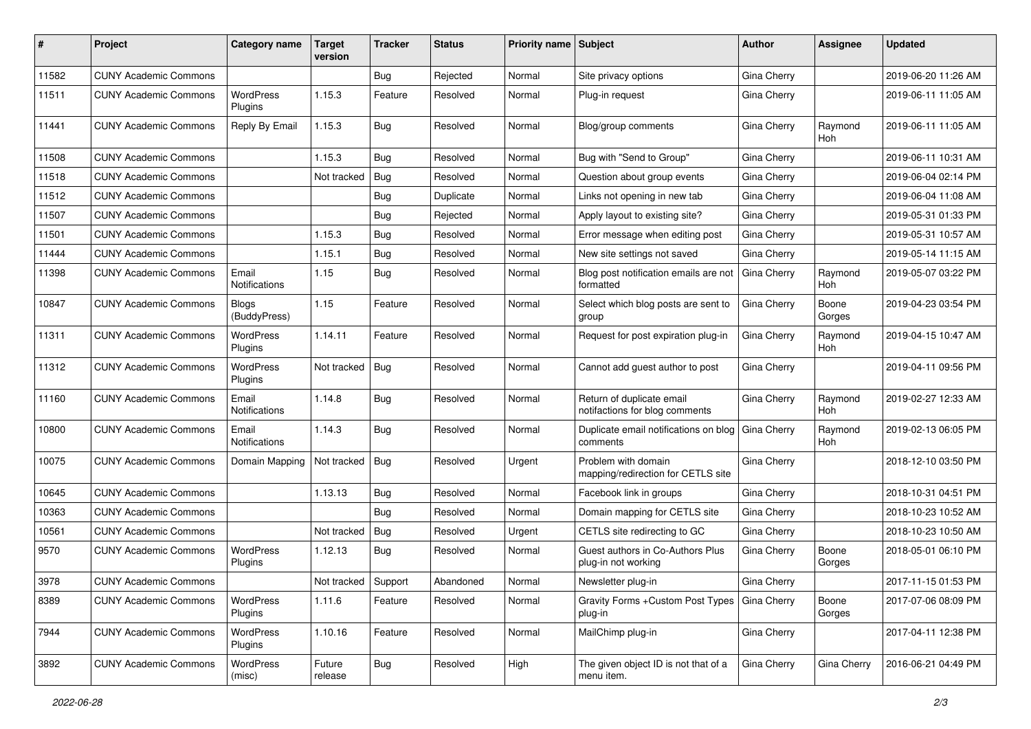| # | Project | Category name | Target version | Tracker | Status | Priority name | Subject | Author | Assignee | Updated |
|---|---|---|---|---|---|---|---|---|---|---|
| 11582 | CUNY Academic Commons | | | Bug | Rejected | Normal | Site privacy options | Gina Cherry | | 2019-06-20 11:26 AM |
| 11511 | CUNY Academic Commons | WordPress Plugins | 1.15.3 | Feature | Resolved | Normal | Plug-in request | Gina Cherry | | 2019-06-11 11:05 AM |
| 11441 | CUNY Academic Commons | Reply By Email | 1.15.3 | Bug | Resolved | Normal | Blog/group comments | Gina Cherry | Raymond Hoh | 2019-06-11 11:05 AM |
| 11508 | CUNY Academic Commons | | 1.15.3 | Bug | Resolved | Normal | Bug with "Send to Group" | Gina Cherry | | 2019-06-11 10:31 AM |
| 11518 | CUNY Academic Commons | | Not tracked | Bug | Resolved | Normal | Question about group events | Gina Cherry | | 2019-06-04 02:14 PM |
| 11512 | CUNY Academic Commons | | | Bug | Duplicate | Normal | Links not opening in new tab | Gina Cherry | | 2019-06-04 11:08 AM |
| 11507 | CUNY Academic Commons | | | Bug | Rejected | Normal | Apply layout to existing site? | Gina Cherry | | 2019-05-31 01:33 PM |
| 11501 | CUNY Academic Commons | | 1.15.3 | Bug | Resolved | Normal | Error message when editing post | Gina Cherry | | 2019-05-31 10:57 AM |
| 11444 | CUNY Academic Commons | | 1.15.1 | Bug | Resolved | Normal | New site settings not saved | Gina Cherry | | 2019-05-14 11:15 AM |
| 11398 | CUNY Academic Commons | Email Notifications | 1.15 | Bug | Resolved | Normal | Blog post notification emails are not formatted | Gina Cherry | Raymond Hoh | 2019-05-07 03:22 PM |
| 10847 | CUNY Academic Commons | Blogs (BuddyPress) | 1.15 | Feature | Resolved | Normal | Select which blog posts are sent to group | Gina Cherry | Boone Gorges | 2019-04-23 03:54 PM |
| 11311 | CUNY Academic Commons | WordPress Plugins | 1.14.11 | Feature | Resolved | Normal | Request for post expiration plug-in | Gina Cherry | Raymond Hoh | 2019-04-15 10:47 AM |
| 11312 | CUNY Academic Commons | WordPress Plugins | Not tracked | Bug | Resolved | Normal | Cannot add guest author to post | Gina Cherry | | 2019-04-11 09:56 PM |
| 11160 | CUNY Academic Commons | Email Notifications | 1.14.8 | Bug | Resolved | Normal | Return of duplicate email notifactions for blog comments | Gina Cherry | Raymond Hoh | 2019-02-27 12:33 AM |
| 10800 | CUNY Academic Commons | Email Notifications | 1.14.3 | Bug | Resolved | Normal | Duplicate email notifications on blog comments | Gina Cherry | Raymond Hoh | 2019-02-13 06:05 PM |
| 10075 | CUNY Academic Commons | Domain Mapping | Not tracked | Bug | Resolved | Urgent | Problem with domain mapping/redirection for CETLS site | Gina Cherry | | 2018-12-10 03:50 PM |
| 10645 | CUNY Academic Commons | | 1.13.13 | Bug | Resolved | Normal | Facebook link in groups | Gina Cherry | | 2018-10-31 04:51 PM |
| 10363 | CUNY Academic Commons | | | Bug | Resolved | Normal | Domain mapping for CETLS site | Gina Cherry | | 2018-10-23 10:52 AM |
| 10561 | CUNY Academic Commons | | Not tracked | Bug | Resolved | Urgent | CETLS site redirecting to GC | Gina Cherry | | 2018-10-23 10:50 AM |
| 9570 | CUNY Academic Commons | WordPress Plugins | 1.12.13 | Bug | Resolved | Normal | Guest authors in Co-Authors Plus plug-in not working | Gina Cherry | Boone Gorges | 2018-05-01 06:10 PM |
| 3978 | CUNY Academic Commons | | Not tracked | Support | Abandoned | Normal | Newsletter plug-in | Gina Cherry | | 2017-11-15 01:53 PM |
| 8389 | CUNY Academic Commons | WordPress Plugins | 1.11.6 | Feature | Resolved | Normal | Gravity Forms +Custom Post Types plug-in | Gina Cherry | Boone Gorges | 2017-07-06 08:09 PM |
| 7944 | CUNY Academic Commons | WordPress Plugins | 1.10.16 | Feature | Resolved | Normal | MailChimp plug-in | Gina Cherry | | 2017-04-11 12:38 PM |
| 3892 | CUNY Academic Commons | WordPress (misc) | Future release | Bug | Resolved | High | The given object ID is not that of a menu item. | Gina Cherry | Gina Cherry | 2016-06-21 04:49 PM |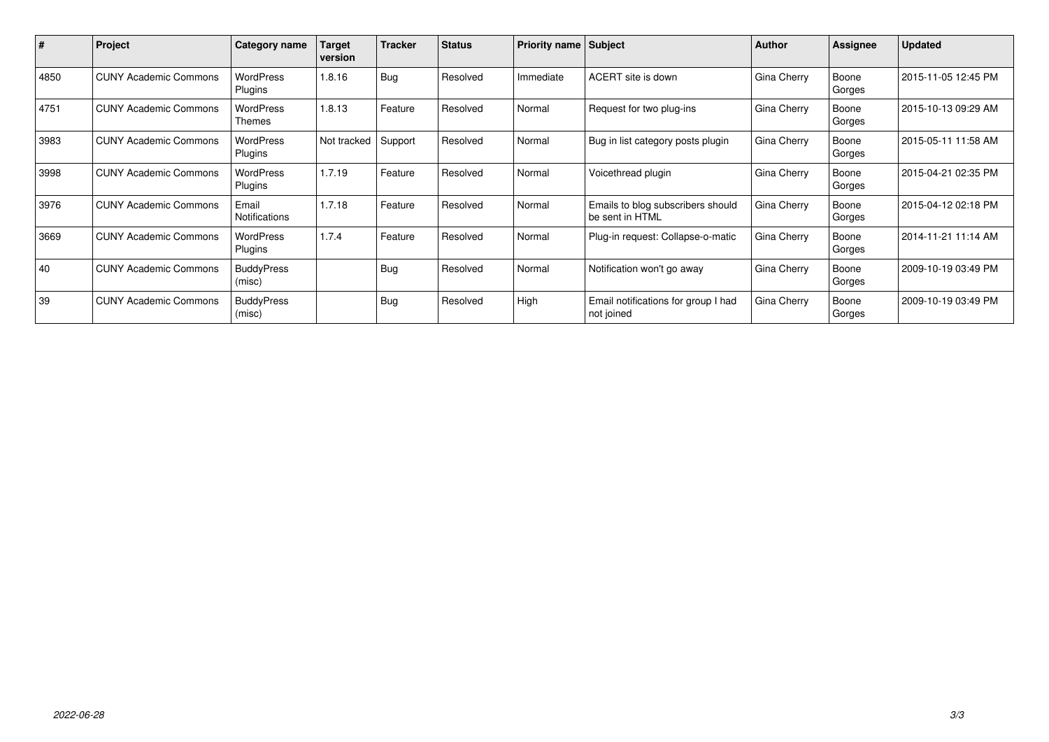| # | Project | Category name | Target version | Tracker | Status | Priority name | Subject | Author | Assignee | Updated |
|---|---|---|---|---|---|---|---|---|---|---|
| 4850 | CUNY Academic Commons | WordPress Plugins | 1.8.16 | Bug | Resolved | Immediate | ACERT site is down | Gina Cherry | Boone Gorges | 2015-11-05 12:45 PM |
| 4751 | CUNY Academic Commons | WordPress Themes | 1.8.13 | Feature | Resolved | Normal | Request for two plug-ins | Gina Cherry | Boone Gorges | 2015-10-13 09:29 AM |
| 3983 | CUNY Academic Commons | WordPress Plugins | Not tracked | Support | Resolved | Normal | Bug in list category posts plugin | Gina Cherry | Boone Gorges | 2015-05-11 11:58 AM |
| 3998 | CUNY Academic Commons | WordPress Plugins | 1.7.19 | Feature | Resolved | Normal | Voicethread plugin | Gina Cherry | Boone Gorges | 2015-04-21 02:35 PM |
| 3976 | CUNY Academic Commons | Email Notifications | 1.7.18 | Feature | Resolved | Normal | Emails to blog subscribers should be sent in HTML | Gina Cherry | Boone Gorges | 2015-04-12 02:18 PM |
| 3669 | CUNY Academic Commons | WordPress Plugins | 1.7.4 | Feature | Resolved | Normal | Plug-in request: Collapse-o-matic | Gina Cherry | Boone Gorges | 2014-11-21 11:14 AM |
| 40 | CUNY Academic Commons | BuddyPress (misc) | | Bug | Resolved | Normal | Notification won't go away | Gina Cherry | Boone Gorges | 2009-10-19 03:49 PM |
| 39 | CUNY Academic Commons | BuddyPress (misc) | | Bug | Resolved | High | Email notifications for group I had not joined | Gina Cherry | Boone Gorges | 2009-10-19 03:49 PM |